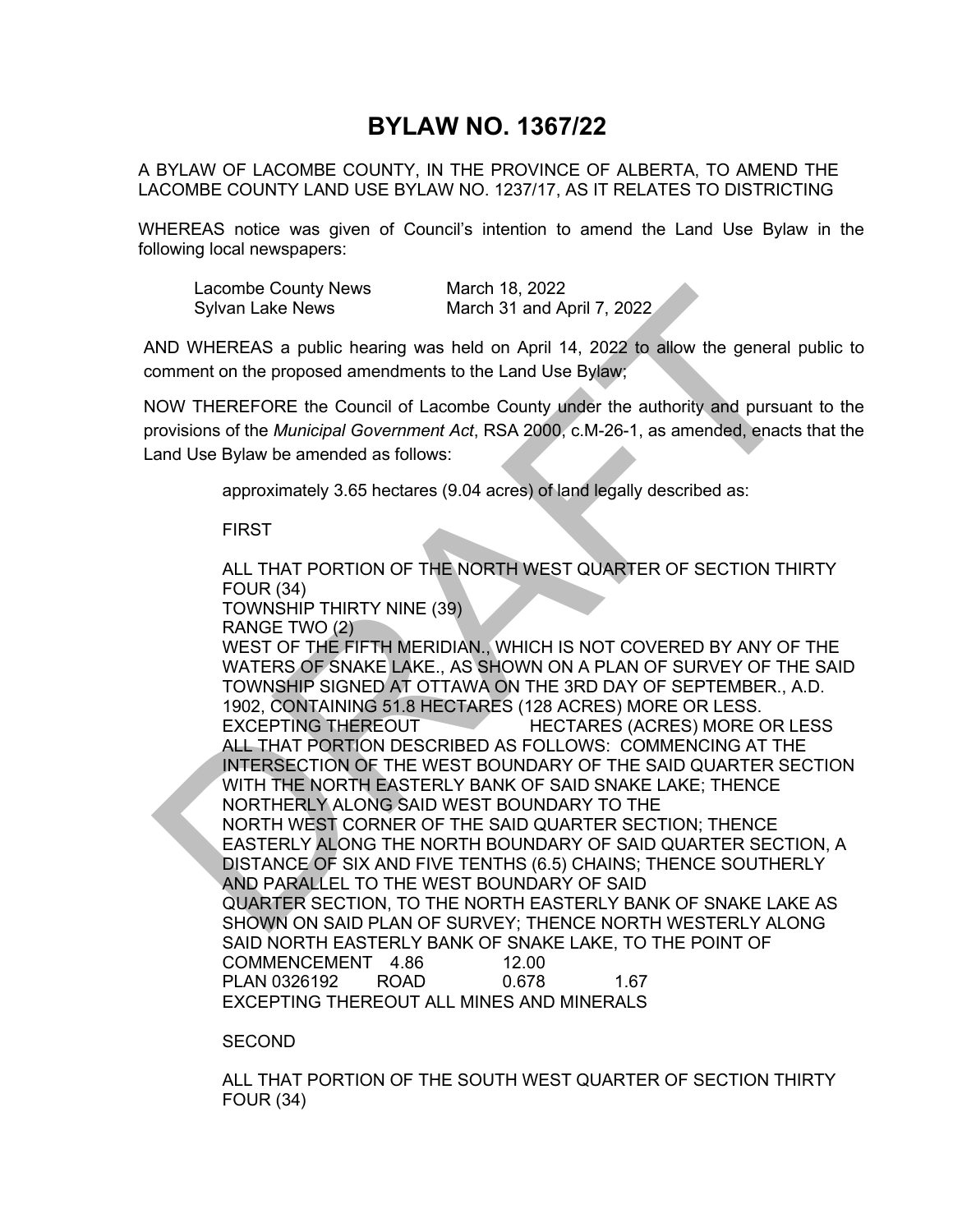# BYLAW NO. 1367/22

A BYLAW OF LACOMBE COUNTY, IN THE PROVINCE OF ALBERTA, TO AMEND THE LACOMBE COUNTY LAND USE BYLAW NO. 1237/17, AS IT RELATES TO DISTRICTING

WHEREAS notice was given of Council's intention to amend the Land Use Bylaw in the following local newspapers:

| | |
|---|---|
| Lacombe County News | March 18, 2022 |
| Sylvan Lake News | March 31 and April 7, 2022 |

AND WHEREAS a public hearing was held on April 14, 2022 to allow the general public to comment on the proposed amendments to the Land Use Bylaw;

NOW THEREFORE the Council of Lacombe County under the authority and pursuant to the provisions of the *Municipal Government Act*, RSA 2000, c.M-26-1, as amended, enacts that the Land Use Bylaw be amended as follows:

approximately 3.65 hectares (9.04 acres) of land legally described as:

FIRST

ALL THAT PORTION OF THE NORTH WEST QUARTER OF SECTION THIRTY FOUR (34)
TOWNSHIP THIRTY NINE (39)
RANGE TWO (2)
WEST OF THE FIFTH MERIDIAN., WHICH IS NOT COVERED BY ANY OF THE WATERS OF SNAKE LAKE., AS SHOWN ON A PLAN OF SURVEY OF THE SAID TOWNSHIP SIGNED AT OTTAWA ON THE 3RD DAY OF SEPTEMBER., A.D. 1902, CONTAINING 51.8 HECTARES (128 ACRES) MORE OR LESS.
EXCEPTING THEREOUT HECTARES (ACRES) MORE OR LESS
ALL THAT PORTION DESCRIBED AS FOLLOWS: COMMENCING AT THE INTERSECTION OF THE WEST BOUNDARY OF THE SAID QUARTER SECTION WITH THE NORTH EASTERLY BANK OF SAID SNAKE LAKE; THENCE NORTHERLY ALONG SAID WEST BOUNDARY TO THE NORTH WEST CORNER OF THE SAID QUARTER SECTION; THENCE EASTERLY ALONG THE NORTH BOUNDARY OF SAID QUARTER SECTION, A DISTANCE OF SIX AND FIVE TENTHS (6.5) CHAINS; THENCE SOUTHERLY AND PARALLEL TO THE WEST BOUNDARY OF SAID QUARTER SECTION, TO THE NORTH EASTERLY BANK OF SNAKE LAKE AS SHOWN ON SAID PLAN OF SURVEY; THENCE NORTH WESTERLY ALONG SAID NORTH EASTERLY BANK OF SNAKE LAKE, TO THE POINT OF COMMENCEMENT 4.86 12.00
PLAN 0326192 ROAD 0.678 1.67
EXCEPTING THEREOUT ALL MINES AND MINERALS

SECOND

ALL THAT PORTION OF THE SOUTH WEST QUARTER OF SECTION THIRTY FOUR (34)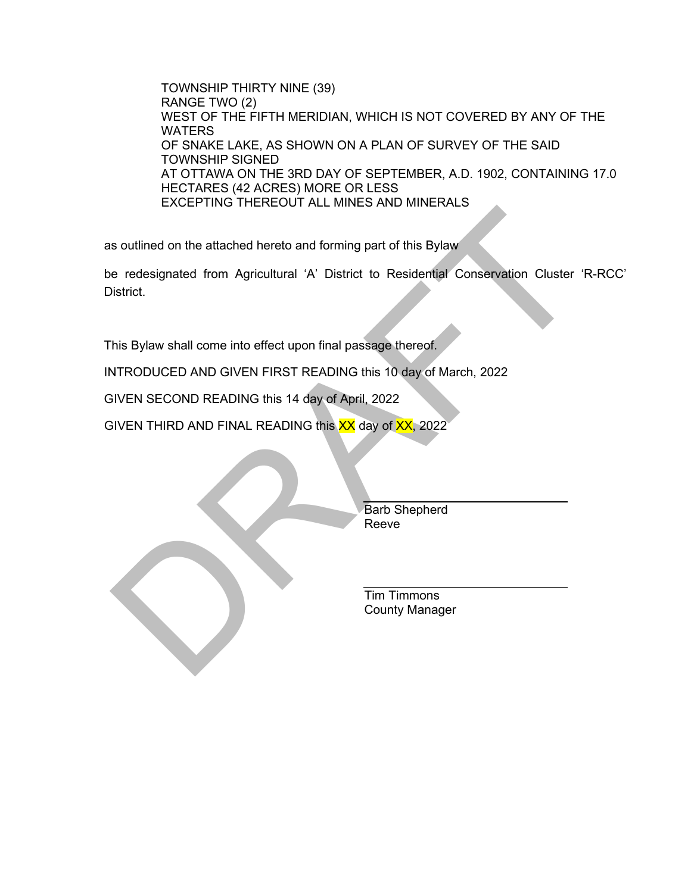TOWNSHIP THIRTY NINE (39)
RANGE TWO (2)
WEST OF THE FIFTH MERIDIAN, WHICH IS NOT COVERED BY ANY OF THE WATERS
OF SNAKE LAKE, AS SHOWN ON A PLAN OF SURVEY OF THE SAID TOWNSHIP SIGNED
AT OTTAWA ON THE 3RD DAY OF SEPTEMBER, A.D. 1902, CONTAINING 17.0 HECTARES (42 ACRES) MORE OR LESS
EXCEPTING THEREOUT ALL MINES AND MINERALS

as outlined on the attached hereto and forming part of this Bylaw

be redesignated from Agricultural 'A' District to Residential Conservation Cluster 'R-RCC' District.

This Bylaw shall come into effect upon final passage thereof.

INTRODUCED AND GIVEN FIRST READING this 10 day of March, 2022

GIVEN SECOND READING this 14 day of April, 2022

GIVEN THIRD AND FINAL READING this XX day of XX, 2022

Barb Shepherd
Reeve

Tim Timmons
County Manager

DRAFT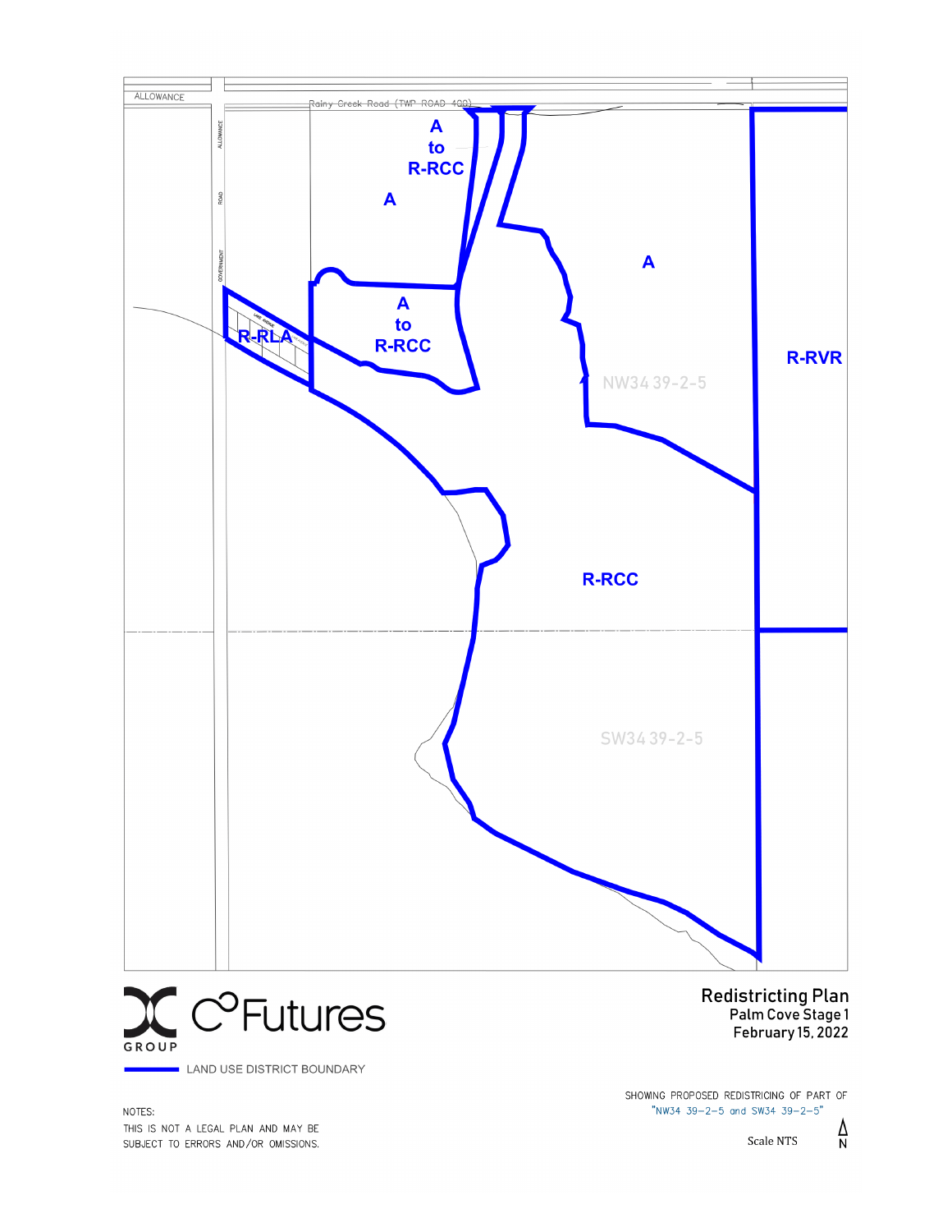ALLOWANCE

Rainy Creek Road (TWP ROAD 400)

ALLOWANCE

ROAD

GOVERNMENT

A to R-RCC

A

A to R-RCC

R-RLA

A

NW34 39-2-5

R-RVR

R-RCC

SW34 39-2-5

C[2]Futures GROUP

LAND USE DISTRICT BOUNDARY

NOTES:
THIS IS NOT A LEGAL PLAN AND MAY BE SUBJECT TO ERRORS AND/OR OMISSIONS.

## Redistricting Plan

Palm Cove Stage 1
February 15, 2022

SHOWING PROPOSED REDISTRICING OF PART OF
"NW34 39-2-5 and SW34 39-2-5"

Scale NTS

N